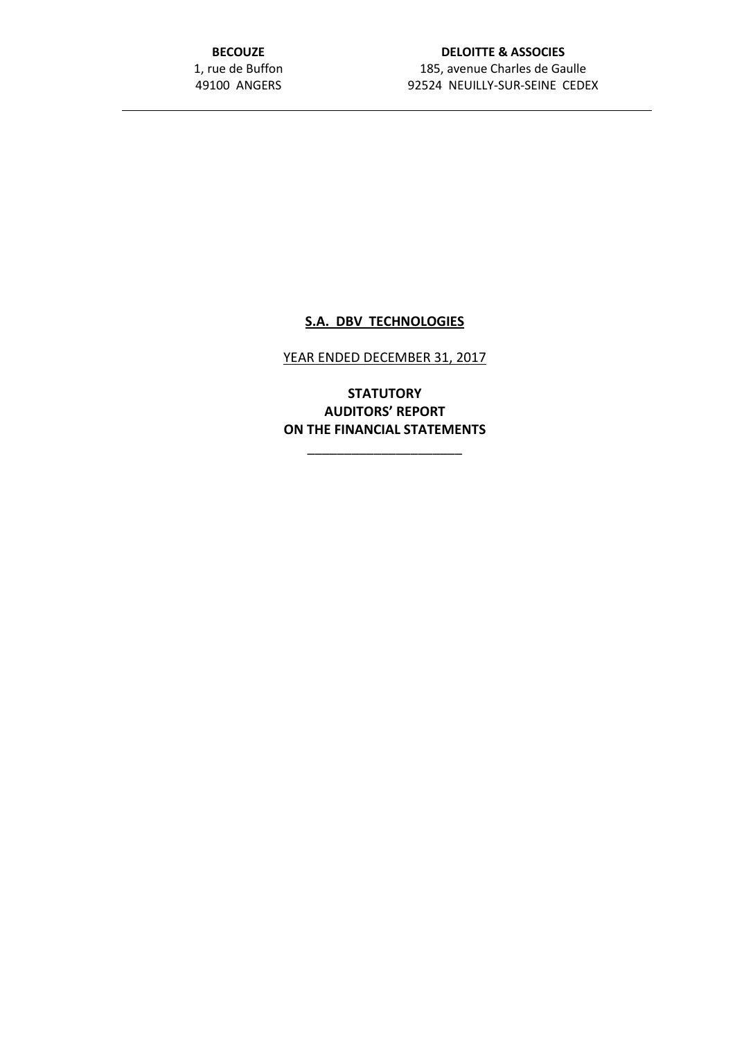**BECOUZE**
1, rue de Buffon
49100 ANGERS

**DELOITTE & ASSOCIES**
185, avenue Charles de Gaulle
92524 NEUILLY-SUR-SEINE CEDEX

---

# S.A. DBV TECHNOLOGIES

YEAR ENDED DECEMBER 31, 2017

**STATUTORY AUDITORS' REPORT ON THE FINANCIAL STATEMENTS**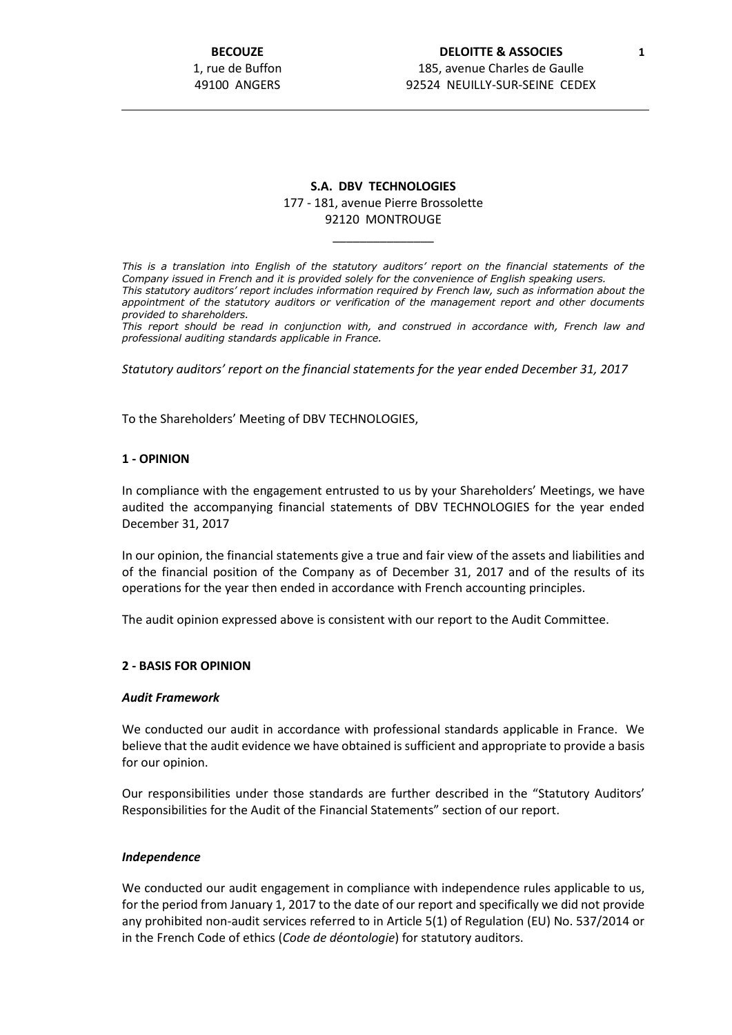| **BECOUZE** | **DELOITTE & ASSOCIES** |
|---|---|
| 1, rue de Buffon | 185, avenue Charles de Gaulle |
| 49100 ANGERS | 92524 NEUILLY-SUR-SEINE CEDEX |

---

**S.A. DBV TECHNOLOGIES**

177 - 181, avenue Pierre Brossolette

92120 MONTROUGE

\_\_\_\_\_\_\_\_\_\_\_\_\_\_\_

*This is a translation into English of the statutory auditors' report on the financial statements of the Company issued in French and it is provided solely for the convenience of English speaking users.*
*This statutory auditors' report includes information required by French law, such as information about the appointment of the statutory auditors or verification of the management report and other documents provided to shareholders.*
*This report should be read in conjunction with, and construed in accordance with, French law and professional auditing standards applicable in France.*

*Statutory auditors' report on the financial statements for the year ended December 31, 2017*

To the Shareholders' Meeting of DBV TECHNOLOGIES,

**1 - OPINION**

In compliance with the engagement entrusted to us by your Shareholders' Meetings, we have audited the accompanying financial statements of DBV TECHNOLOGIES for the year ended December 31, 2017

In our opinion, the financial statements give a true and fair view of the assets and liabilities and of the financial position of the Company as of December 31, 2017 and of the results of its operations for the year then ended in accordance with French accounting principles.

The audit opinion expressed above is consistent with our report to the Audit Committee.

**2 - BASIS FOR OPINION**

***Audit Framework***

We conducted our audit in accordance with professional standards applicable in France. We believe that the audit evidence we have obtained is sufficient and appropriate to provide a basis for our opinion.

Our responsibilities under those standards are further described in the "Statutory Auditors' Responsibilities for the Audit of the Financial Statements" section of our report.

***Independence***

We conducted our audit engagement in compliance with independence rules applicable to us, for the period from January 1, 2017 to the date of our report and specifically we did not provide any prohibited non-audit services referred to in Article 5(1) of Regulation (EU) No. 537/2014 or in the French Code of ethics (*Code de déontologie*) for statutory auditors.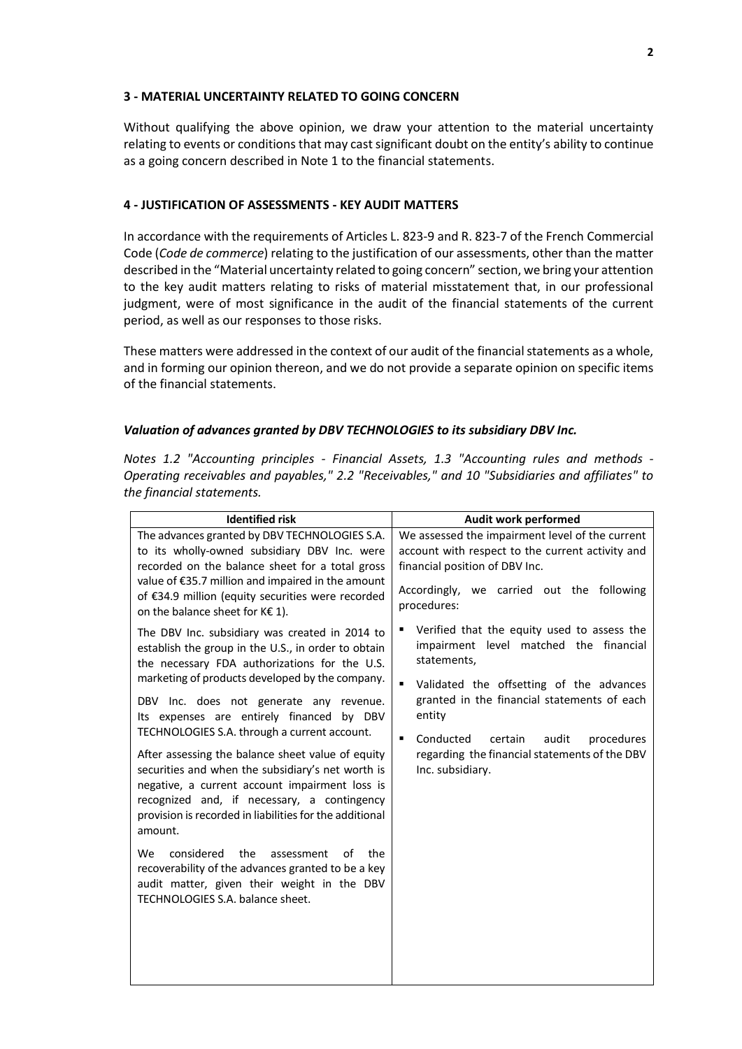## 3 - MATERIAL UNCERTAINTY RELATED TO GOING CONCERN

Without qualifying the above opinion, we draw your attention to the material uncertainty relating to events or conditions that may cast significant doubt on the entity's ability to continue as a going concern described in Note 1 to the financial statements.

## 4 - JUSTIFICATION OF ASSESSMENTS - KEY AUDIT MATTERS

In accordance with the requirements of Articles L. 823-9 and R. 823-7 of the French Commercial Code (*Code de commerce*) relating to the justification of our assessments, other than the matter described in the "Material uncertainty related to going concern" section, we bring your attention to the key audit matters relating to risks of material misstatement that, in our professional judgment, were of most significance in the audit of the financial statements of the current period, as well as our responses to those risks.

These matters were addressed in the context of our audit of the financial statements as a whole, and in forming our opinion thereon, and we do not provide a separate opinion on specific items of the financial statements.

### *Valuation of advances granted by DBV TECHNOLOGIES to its subsidiary DBV Inc.*

*Notes 1.2 "Accounting principles - Financial Assets, 1.3 "Accounting rules and methods - Operating receivables and payables," 2.2 "Receivables," and 10 "Subsidiaries and affiliates" to the financial statements.*

| Identified risk | Audit work performed |
|---|---|
| The advances granted by DBV TECHNOLOGIES S.A. to its wholly-owned subsidiary DBV Inc. were recorded on the balance sheet for a total gross value of €35.7 million and impaired in the amount of €34.9 million (equity securities were recorded on the balance sheet for K€ 1).<br><br>The DBV Inc. subsidiary was created in 2014 to establish the group in the U.S., in order to obtain the necessary FDA authorizations for the U.S. marketing of products developed by the company.<br><br>DBV Inc. does not generate any revenue. Its expenses are entirely financed by DBV TECHNOLOGIES S.A. through a current account.<br><br>After assessing the balance sheet value of equity securities and when the subsidiary's net worth is negative, a current account impairment loss is recognized and, if necessary, a contingency provision is recorded in liabilities for the additional amount.<br><br>We considered the assessment of the recoverability of the advances granted to be a key audit matter, given their weight in the DBV TECHNOLOGIES S.A. balance sheet. | We assessed the impairment level of the current account with respect to the current activity and financial position of DBV Inc.<br><br>Accordingly, we carried out the following procedures:<br><br>▪ Verified that the equity used to assess the impairment level matched the financial statements,<br>▪ Validated the offsetting of the advances granted in the financial statements of each entity<br>▪ Conducted certain audit procedures regarding the financial statements of the DBV Inc. subsidiary. |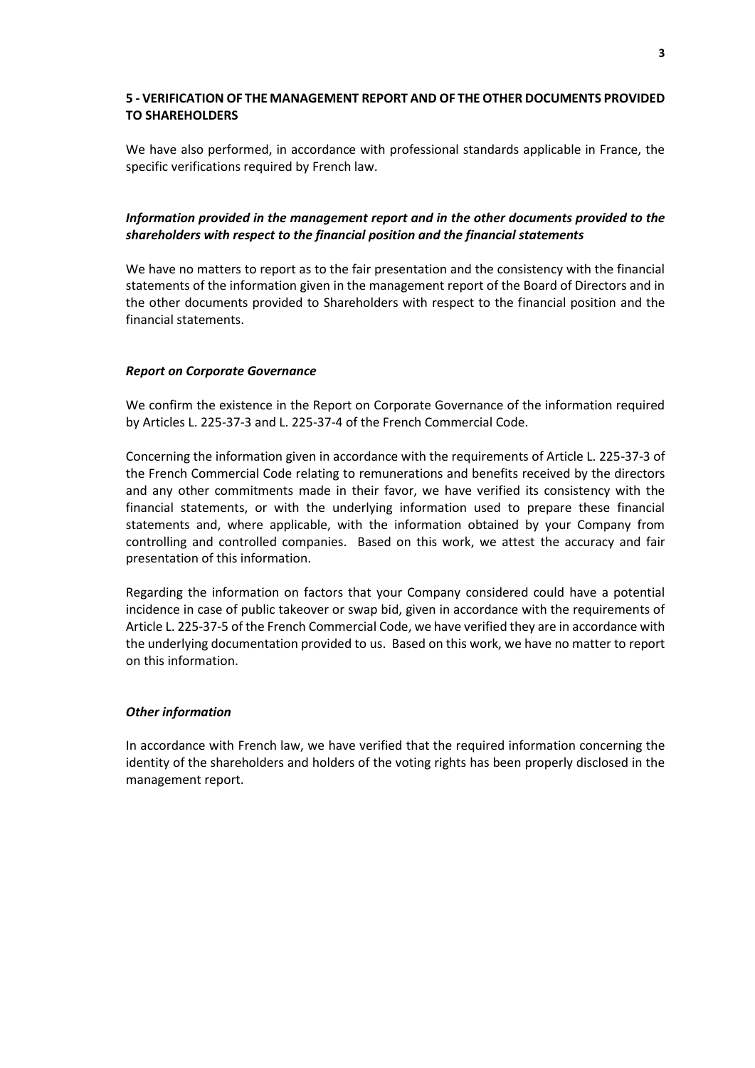## 5 - VERIFICATION OF THE MANAGEMENT REPORT AND OF THE OTHER DOCUMENTS PROVIDED TO SHAREHOLDERS

We have also performed, in accordance with professional standards applicable in France, the specific verifications required by French law.

### *Information provided in the management report and in the other documents provided to the shareholders with respect to the financial position and the financial statements*

We have no matters to report as to the fair presentation and the consistency with the financial statements of the information given in the management report of the Board of Directors and in the other documents provided to Shareholders with respect to the financial position and the financial statements.

### *Report on Corporate Governance*

We confirm the existence in the Report on Corporate Governance of the information required by Articles L. 225-37-3 and L. 225-37-4 of the French Commercial Code.

Concerning the information given in accordance with the requirements of Article L. 225-37-3 of the French Commercial Code relating to remunerations and benefits received by the directors and any other commitments made in their favor, we have verified its consistency with the financial statements, or with the underlying information used to prepare these financial statements and, where applicable, with the information obtained by your Company from controlling and controlled companies. Based on this work, we attest the accuracy and fair presentation of this information.

Regarding the information on factors that your Company considered could have a potential incidence in case of public takeover or swap bid, given in accordance with the requirements of Article L. 225-37-5 of the French Commercial Code, we have verified they are in accordance with the underlying documentation provided to us. Based on this work, we have no matter to report on this information.

### *Other information*

In accordance with French law, we have verified that the required information concerning the identity of the shareholders and holders of the voting rights has been properly disclosed in the management report.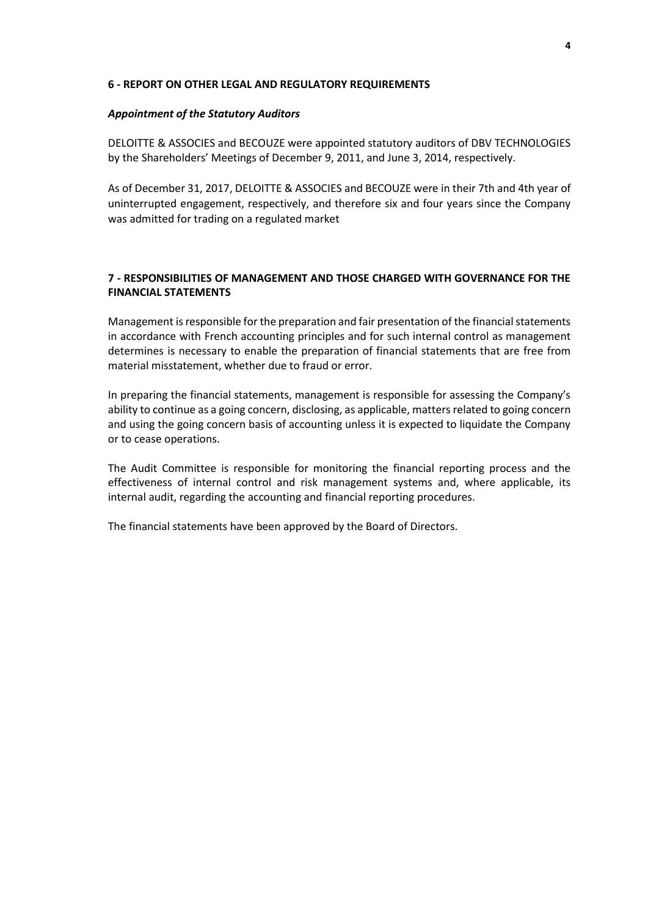## 6 - REPORT ON OTHER LEGAL AND REGULATORY REQUIREMENTS

### *Appointment of the Statutory Auditors*

DELOITTE & ASSOCIES and BECOUZE were appointed statutory auditors of DBV TECHNOLOGIES by the Shareholders' Meetings of December 9, 2011, and June 3, 2014, respectively.

As of December 31, 2017, DELOITTE & ASSOCIES and BECOUZE were in their 7th and 4th year of uninterrupted engagement, respectively, and therefore six and four years since the Company was admitted for trading on a regulated market

## 7 - RESPONSIBILITIES OF MANAGEMENT AND THOSE CHARGED WITH GOVERNANCE FOR THE FINANCIAL STATEMENTS

Management is responsible for the preparation and fair presentation of the financial statements in accordance with French accounting principles and for such internal control as management determines is necessary to enable the preparation of financial statements that are free from material misstatement, whether due to fraud or error.

In preparing the financial statements, management is responsible for assessing the Company's ability to continue as a going concern, disclosing, as applicable, matters related to going concern and using the going concern basis of accounting unless it is expected to liquidate the Company or to cease operations.

The Audit Committee is responsible for monitoring the financial reporting process and the effectiveness of internal control and risk management systems and, where applicable, its internal audit, regarding the accounting and financial reporting procedures.

The financial statements have been approved by the Board of Directors.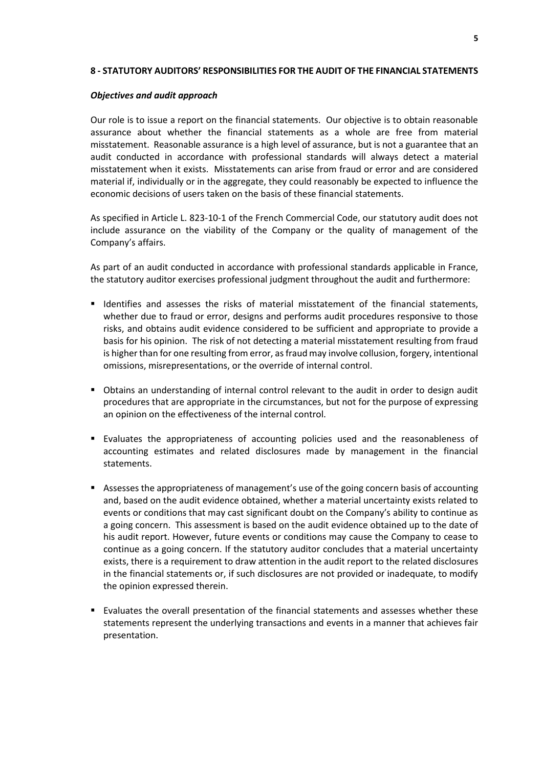## 8 - STATUTORY AUDITORS' RESPONSIBILITIES FOR THE AUDIT OF THE FINANCIAL STATEMENTS

### *Objectives and audit approach*

Our role is to issue a report on the financial statements. Our objective is to obtain reasonable assurance about whether the financial statements as a whole are free from material misstatement. Reasonable assurance is a high level of assurance, but is not a guarantee that an audit conducted in accordance with professional standards will always detect a material misstatement when it exists. Misstatements can arise from fraud or error and are considered material if, individually or in the aggregate, they could reasonably be expected to influence the economic decisions of users taken on the basis of these financial statements.

As specified in Article L. 823-10-1 of the French Commercial Code, our statutory audit does not include assurance on the viability of the Company or the quality of management of the Company's affairs.

As part of an audit conducted in accordance with professional standards applicable in France, the statutory auditor exercises professional judgment throughout the audit and furthermore:

- Identifies and assesses the risks of material misstatement of the financial statements, whether due to fraud or error, designs and performs audit procedures responsive to those risks, and obtains audit evidence considered to be sufficient and appropriate to provide a basis for his opinion. The risk of not detecting a material misstatement resulting from fraud is higher than for one resulting from error, as fraud may involve collusion, forgery, intentional omissions, misrepresentations, or the override of internal control.

- Obtains an understanding of internal control relevant to the audit in order to design audit procedures that are appropriate in the circumstances, but not for the purpose of expressing an opinion on the effectiveness of the internal control.

- Evaluates the appropriateness of accounting policies used and the reasonableness of accounting estimates and related disclosures made by management in the financial statements.

- Assesses the appropriateness of management's use of the going concern basis of accounting and, based on the audit evidence obtained, whether a material uncertainty exists related to events or conditions that may cast significant doubt on the Company's ability to continue as a going concern. This assessment is based on the audit evidence obtained up to the date of his audit report. However, future events or conditions may cause the Company to cease to continue as a going concern. If the statutory auditor concludes that a material uncertainty exists, there is a requirement to draw attention in the audit report to the related disclosures in the financial statements or, if such disclosures are not provided or inadequate, to modify the opinion expressed therein.

- Evaluates the overall presentation of the financial statements and assesses whether these statements represent the underlying transactions and events in a manner that achieves fair presentation.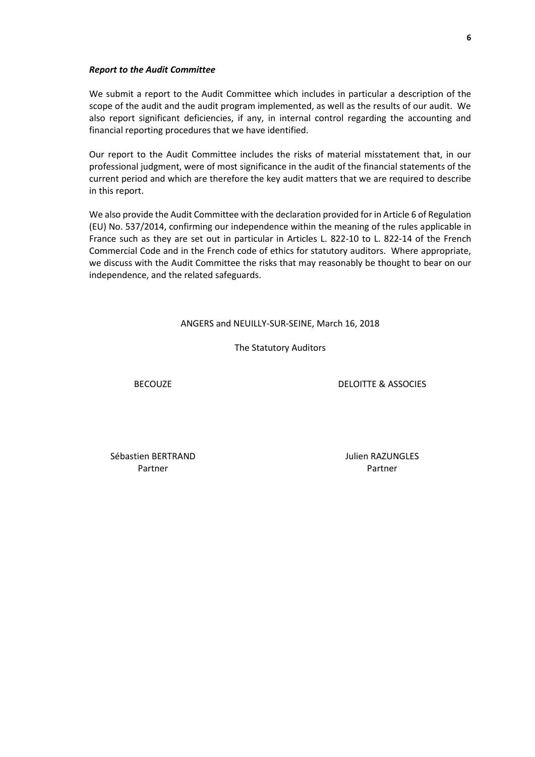***Report to the Audit Committee***

We submit a report to the Audit Committee which includes in particular a description of the scope of the audit and the audit program implemented, as well as the results of our audit. We also report significant deficiencies, if any, in internal control regarding the accounting and financial reporting procedures that we have identified.

Our report to the Audit Committee includes the risks of material misstatement that, in our professional judgment, were of most significance in the audit of the financial statements of the current period and which are therefore the key audit matters that we are required to describe in this report.

We also provide the Audit Committee with the declaration provided for in Article 6 of Regulation (EU) No. 537/2014, confirming our independence within the meaning of the rules applicable in France such as they are set out in particular in Articles L. 822-10 to L. 822-14 of the French Commercial Code and in the French code of ethics for statutory auditors. Where appropriate, we discuss with the Audit Committee the risks that may reasonably be thought to bear on our independence, and the related safeguards.

ANGERS and NEUILLY-SUR-SEINE, March 16, 2018

The Statutory Auditors

| | |
|---|---|
| BECOUZE | DELOITTE & ASSOCIES |
| Sébastien BERTRAND | Julien RAZUNGLES |
| Partner | Partner |